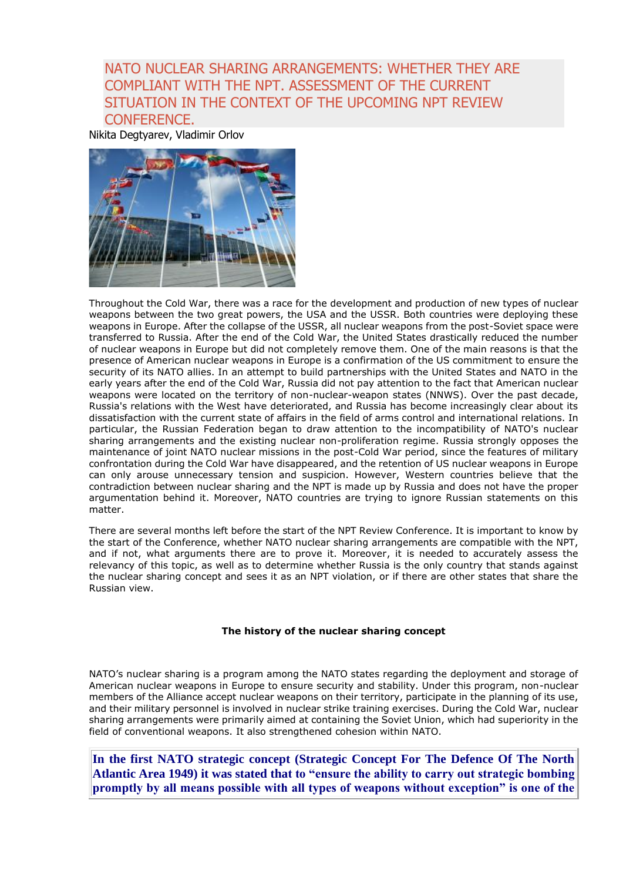# NATO NUCLEAR SHARING ARRANGEMENTS: WHETHER THEY ARE COMPLIANT WITH THE NPT. ASSESSMENT OF THE CURRENT SITUATION IN THE CONTEXT OF THE UPCOMING NPT REVIEW CONFERENCE.

Nikita Degtyarev, Vladimir Orlov

Throughout the Cold War, there was a race for the development and production of new types of nuclear weapons between the two great powers, the USA and the USSR. Both countries were deploying these weapons in Europe. After the collapse of the USSR, all nuclear weapons from the post-Soviet space were transferred to Russia. After the end of the Cold War, the United States drastically reduced the number of nuclear weapons in Europe but did not completely remove them. One of the main reasons is that the presence of American nuclear weapons in Europe is a confirmation of the US commitment to ensure the security of its NATO allies. In an attempt to build partnerships with the United States and NATO in the early years after the end of the Cold War, Russia did not pay attention to the fact that American nuclear weapons were located on the territory of non-nuclear-weapon states (NNWS). Over the past decade, Russia's relations with the West have deteriorated, and Russia has become increasingly clear about its dissatisfaction with the current state of affairs in the field of arms control and international relations. In particular, the Russian Federation began to draw attention to the incompatibility of NATO's nuclear sharing arrangements and the existing nuclear non-proliferation regime. Russia strongly opposes the maintenance of joint NATO nuclear missions in the post-Cold War period, since the features of military confrontation during the Cold War have disappeared, and the retention of US nuclear weapons in Europe can only arouse unnecessary tension and suspicion. However, Western countries believe that the contradiction between nuclear sharing and the NPT is made up by Russia and does not have the proper argumentation behind it. Moreover, NATO countries are trying to ignore Russian statements on this matter.

There are several months left before the start of the NPT Review Conference. It is important to know by the start of the Conference, whether NATO nuclear sharing arrangements are compatible with the NPT, and if not, what arguments there are to prove it. Moreover, it is needed to accurately assess the relevancy of this topic, as well as to determine whether Russia is the only country that stands against the nuclear sharing concept and sees it as an NPT violation, or if there are other states that share the Russian view.

### The history of the nuclear sharing concept

NATO's nuclear sharing is a program among the NATO states regarding the deployment and storage of American nuclear weapons in Europe to ensure security and stability. Under this program, non-nuclear members of the Alliance accept nuclear weapons on their territory, participate in the planning of its use, and their military personnel is involved in nuclear strike training exercises. During the Cold War, nuclear sharing arrangements were primarily aimed at containing the Soviet Union, which had superiority in the field of conventional weapons. It also strengthened cohesion within NATO.

**In the first NATO strategic concept (Strategic Concept For The Defence Of The North Atlantic Area 1949) it was stated that to "ensure the ability to carry out strategic bombing promptly by all means possible with all types of weapons without exception" is one of the**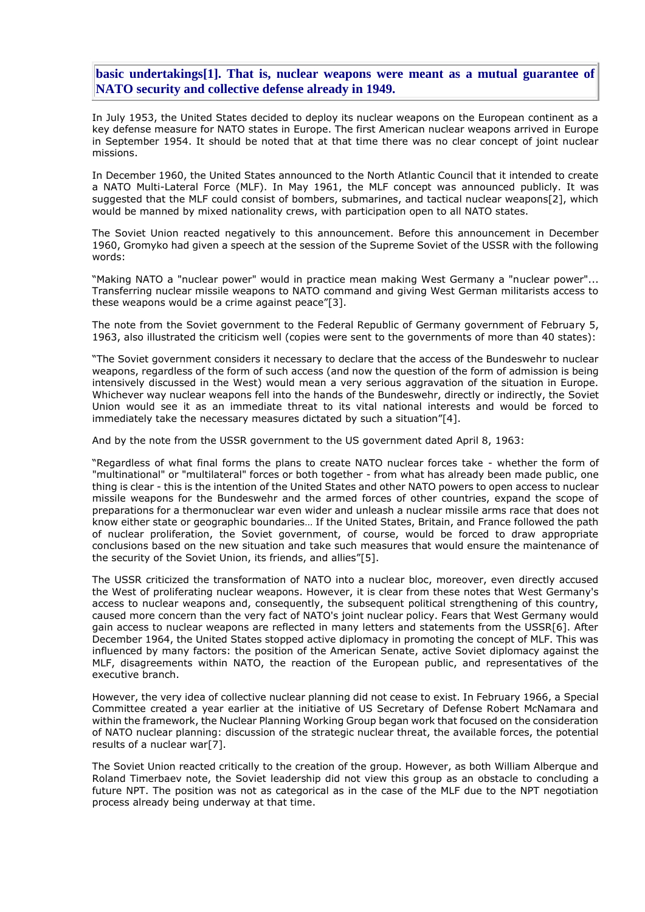**basic undertakings[1]. That is, nuclear weapons were meant as a mutual guarantee of NATO security and collective defense already in 1949.**

In July 1953, the United States decided to deploy its nuclear weapons on the European continent as a key defense measure for NATO states in Europe. The first American nuclear weapons arrived in Europe in September 1954. It should be noted that at that time there was no clear concept of joint nuclear missions.

In December 1960, the United States announced to the North Atlantic Council that it intended to create a NATO Multi-Lateral Force (MLF). In May 1961, the MLF concept was announced publicly. It was suggested that the MLF could consist of bombers, submarines, and tactical nuclear weapons[2], which would be manned by mixed nationality crews, with participation open to all NATO states.

The Soviet Union reacted negatively to this announcement. Before this announcement in December 1960, Gromyko had given a speech at the session of the Supreme Soviet of the USSR with the following words:

“Making NATO a "nuclear power" would in practice mean making West Germany a "nuclear power"... Transferring nuclear missile weapons to NATO command and giving West German militarists access to these weapons would be a crime against peace”[3].

The note from the Soviet government to the Federal Republic of Germany government of February 5, 1963, also illustrated the criticism well (copies were sent to the governments of more than 40 states):

“The Soviet government considers it necessary to declare that the access of the Bundeswehr to nuclear weapons, regardless of the form of such access (and now the question of the form of admission is being intensively discussed in the West) would mean a very serious aggravation of the situation in Europe. Whichever way nuclear weapons fell into the hands of the Bundeswehr, directly or indirectly, the Soviet Union would see it as an immediate threat to its vital national interests and would be forced to immediately take the necessary measures dictated by such a situation”[4].

And by the note from the USSR government to the US government dated April 8, 1963:

“Regardless of what final forms the plans to create NATO nuclear forces take - whether the form of "multinational" or "multilateral" forces or both together - from what has already been made public, one thing is clear - this is the intention of the United States and other NATO powers to open access to nuclear missile weapons for the Bundeswehr and the armed forces of other countries, expand the scope of preparations for a thermonuclear war even wider and unleash a nuclear missile arms race that does not know either state or geographic boundaries… If the United States, Britain, and France followed the path of nuclear proliferation, the Soviet government, of course, would be forced to draw appropriate conclusions based on the new situation and take such measures that would ensure the maintenance of the security of the Soviet Union, its friends, and allies”[5].

The USSR criticized the transformation of NATO into a nuclear bloc, moreover, even directly accused the West of proliferating nuclear weapons. However, it is clear from these notes that West Germany's access to nuclear weapons and, consequently, the subsequent political strengthening of this country, caused more concern than the very fact of NATO's joint nuclear policy. Fears that West Germany would gain access to nuclear weapons are reflected in many letters and statements from the USSR[6]. After December 1964, the United States stopped active diplomacy in promoting the concept of MLF. This was influenced by many factors: the position of the American Senate, active Soviet diplomacy against the MLF, disagreements within NATO, the reaction of the European public, and representatives of the executive branch.

However, the very idea of collective nuclear planning did not cease to exist. In February 1966, a Special Committee created a year earlier at the initiative of US Secretary of Defense Robert McNamara and within the framework, the Nuclear Planning Working Group began work that focused on the consideration of NATO nuclear planning: discussion of the strategic nuclear threat, the available forces, the potential results of a nuclear war[7].

The Soviet Union reacted critically to the creation of the group. However, as both William Alberque and Roland Timerbaev note, the Soviet leadership did not view this group as an obstacle to concluding a future NPT. The position was not as categorical as in the case of the MLF due to the NPT negotiation process already being underway at that time.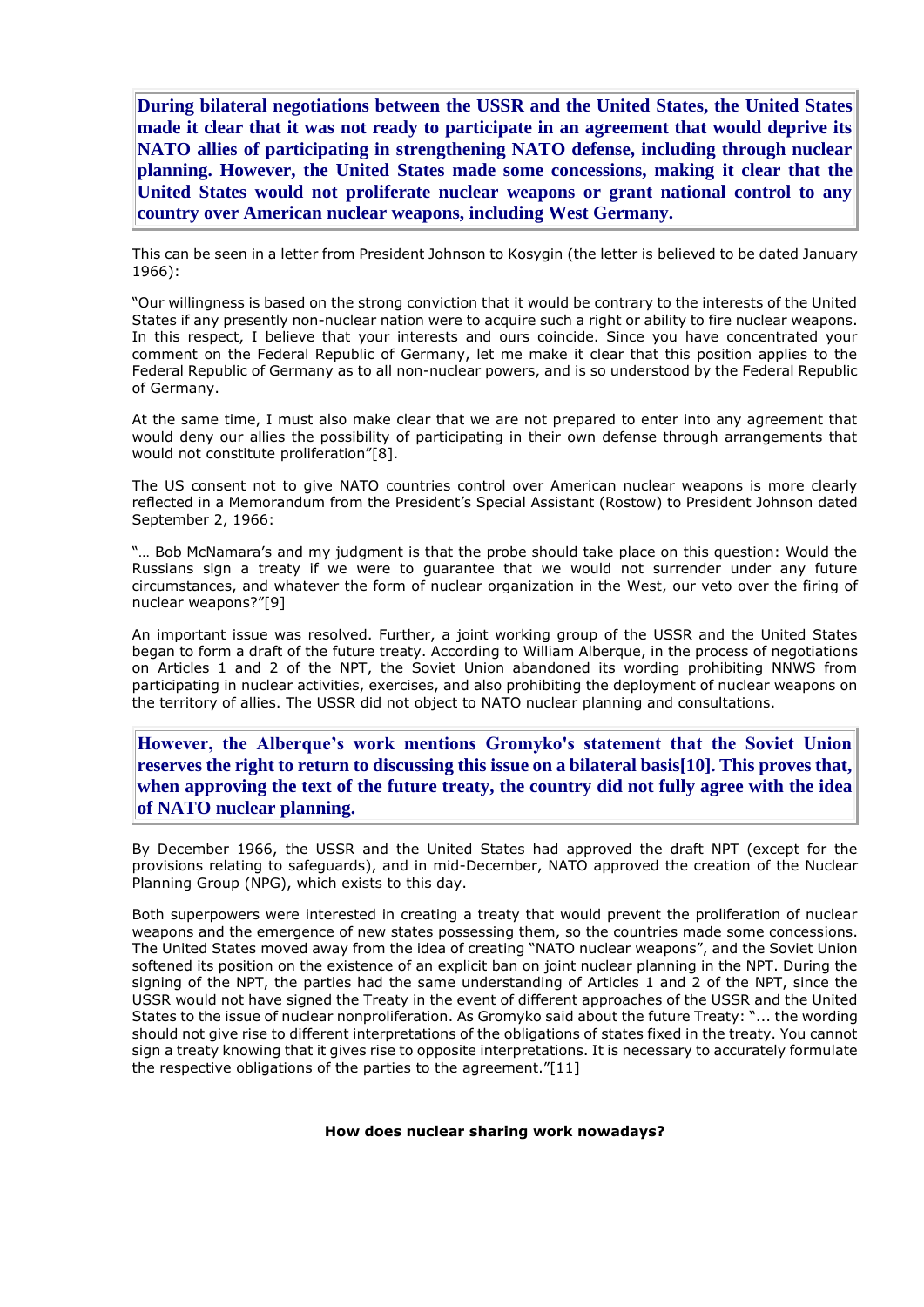**During bilateral negotiations between the USSR and the United States, the United States made it clear that it was not ready to participate in an agreement that would deprive its NATO allies of participating in strengthening NATO defense, including through nuclear planning. However, the United States made some concessions, making it clear that the United States would not proliferate nuclear weapons or grant national control to any country over American nuclear weapons, including West Germany.**

This can be seen in a letter from President Johnson to Kosygin (the letter is believed to be dated January 1966):

"Our willingness is based on the strong conviction that it would be contrary to the interests of the United States if any presently non-nuclear nation were to acquire such a right or ability to fire nuclear weapons. In this respect, I believe that your interests and ours coincide. Since you have concentrated your comment on the Federal Republic of Germany, let me make it clear that this position applies to the Federal Republic of Germany as to all non-nuclear powers, and is so understood by the Federal Republic of Germany.

At the same time, I must also make clear that we are not prepared to enter into any agreement that would deny our allies the possibility of participating in their own defense through arrangements that would not constitute proliferation"[8].

The US consent not to give NATO countries control over American nuclear weapons is more clearly reflected in a Memorandum from the President's Special Assistant (Rostow) to President Johnson dated September 2, 1966:

"… Bob McNamara's and my judgment is that the probe should take place on this question: Would the Russians sign a treaty if we were to guarantee that we would not surrender under any future circumstances, and whatever the form of nuclear organization in the West, our veto over the firing of nuclear weapons?"[9]

An important issue was resolved. Further, a joint working group of the USSR and the United States began to form a draft of the future treaty. According to William Alberque, in the process of negotiations on Articles 1 and 2 of the NPT, the Soviet Union abandoned its wording prohibiting NNWS from participating in nuclear activities, exercises, and also prohibiting the deployment of nuclear weapons on the territory of allies. The USSR did not object to NATO nuclear planning and consultations.

**However, the Alberque's work mentions Gromyko's statement that the Soviet Union reserves the right to return to discussing this issue on a bilateral basis[10]. This proves that, when approving the text of the future treaty, the country did not fully agree with the idea of NATO nuclear planning.**

By December 1966, the USSR and the United States had approved the draft NPT (except for the provisions relating to safeguards), and in mid-December, NATO approved the creation of the Nuclear Planning Group (NPG), which exists to this day.

Both superpowers were interested in creating a treaty that would prevent the proliferation of nuclear weapons and the emergence of new states possessing them, so the countries made some concessions. The United States moved away from the idea of creating "NATO nuclear weapons", and the Soviet Union softened its position on the existence of an explicit ban on joint nuclear planning in the NPT. During the signing of the NPT, the parties had the same understanding of Articles 1 and 2 of the NPT, since the USSR would not have signed the Treaty in the event of different approaches of the USSR and the United States to the issue of nuclear nonproliferation. As Gromyko said about the future Treaty: "... the wording should not give rise to different interpretations of the obligations of states fixed in the treaty. You cannot sign a treaty knowing that it gives rise to opposite interpretations. It is necessary to accurately formulate the respective obligations of the parties to the agreement."[11]

**How does nuclear sharing work nowadays?**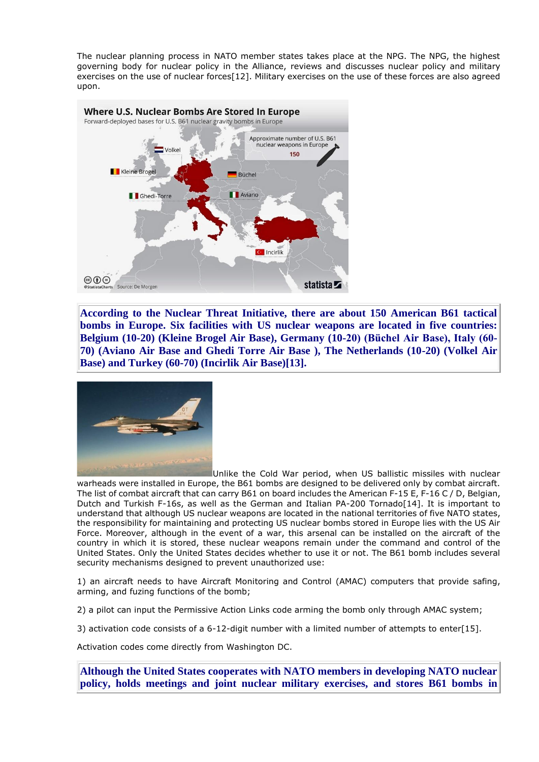The nuclear planning process in NATO member states takes place at the NPG. The NPG, the highest governing body for nuclear policy in the Alliance, reviews and discusses nuclear policy and military exercises on the use of nuclear forces[12]. Military exercises on the use of these forces are also agreed upon.

**According to the Nuclear Threat Initiative, there are about 150 American B61 tactical bombs in Europe. Six facilities with US nuclear weapons are located in five countries: Belgium (10-20) (Kleine Brogel Air Base), Germany (10-20) (Büchel Air Base), Italy (60-70) (Aviano Air Base and Ghedi Torre Air Base ), The Netherlands (10-20) (Volkel Air Base) and Turkey (60-70) (Incirlik Air Base)[13].**

Unlike the Cold War period, when US ballistic missiles with nuclear warheads were installed in Europe, the B61 bombs are designed to be delivered only by combat aircraft. The list of combat aircraft that can carry B61 on board includes the American F-15 E, F-16 C / D, Belgian, Dutch and Turkish F-16s, as well as the German and Italian PA-200 Tornado[14]. It is important to understand that although US nuclear weapons are located in the national territories of five NATO states, the responsibility for maintaining and protecting US nuclear bombs stored in Europe lies with the US Air Force. Moreover, although in the event of a war, this arsenal can be installed on the aircraft of the country in which it is stored, these nuclear weapons remain under the command and control of the United States. Only the United States decides whether to use it or not. The B61 bomb includes several security mechanisms designed to prevent unauthorized use:

1) an aircraft needs to have Aircraft Monitoring and Control (AMAC) computers that provide safing, arming, and fuzing functions of the bomb;

2) a pilot can input the Permissive Action Links code arming the bomb only through AMAC system;

3) activation code consists of a 6-12-digit number with a limited number of attempts to enter[15].

Activation codes come directly from Washington DC.

**Although the United States cooperates with NATO members in developing NATO nuclear policy, holds meetings and joint nuclear military exercises, and stores B61 bombs in**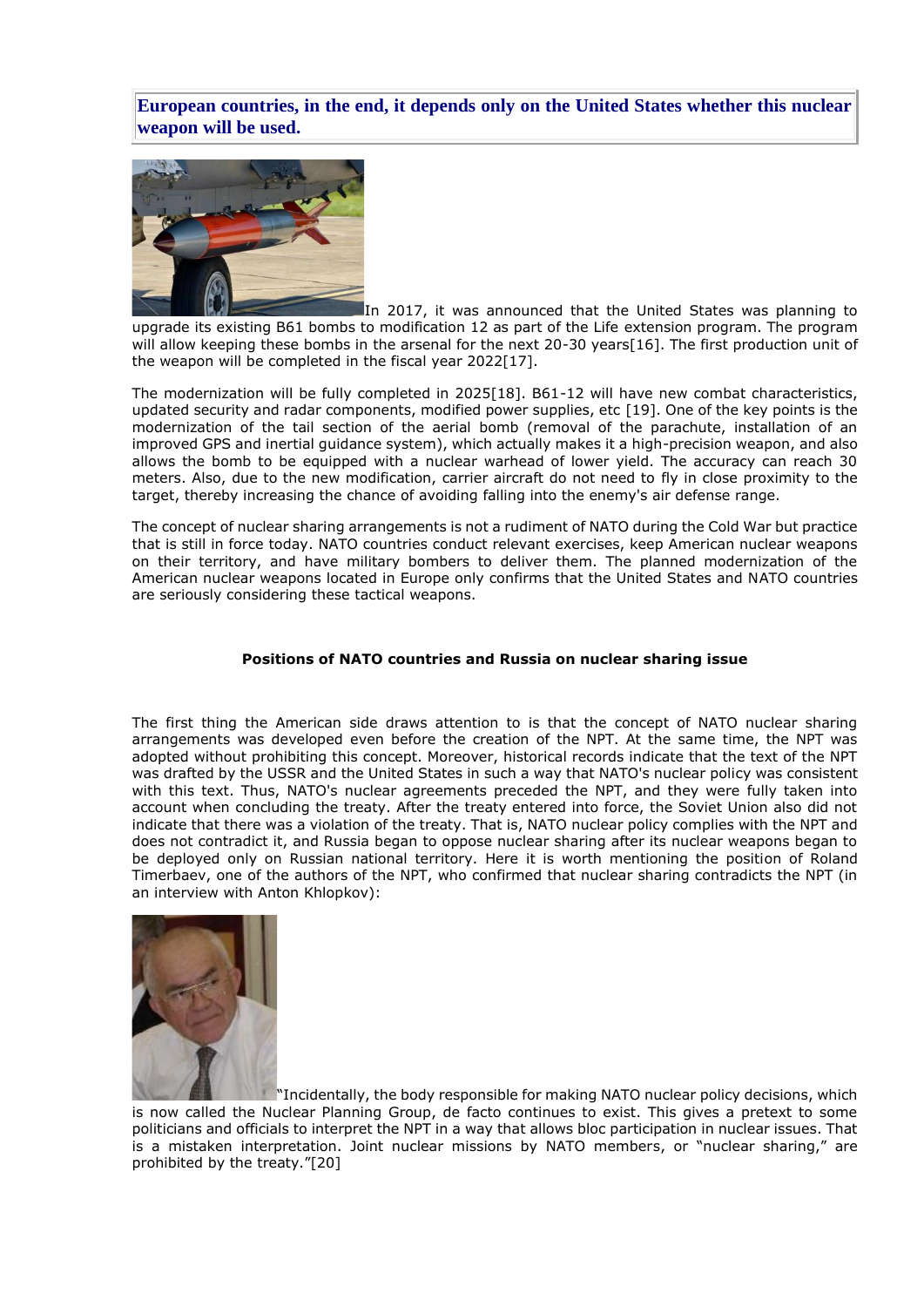**European countries, in the end, it depends only on the United States whether this nuclear weapon will be used.**

In 2017, it was announced that the United States was planning to upgrade its existing B61 bombs to modification 12 as part of the Life extension program. The program will allow keeping these bombs in the arsenal for the next 20-30 years[16]. The first production unit of the weapon will be completed in the fiscal year 2022[17].

The modernization will be fully completed in 2025[18]. B61-12 will have new combat characteristics, updated security and radar components, modified power supplies, etc [19]. One of the key points is the modernization of the tail section of the aerial bomb (removal of the parachute, installation of an improved GPS and inertial guidance system), which actually makes it a high-precision weapon, and also allows the bomb to be equipped with a nuclear warhead of lower yield. The accuracy can reach 30 meters. Also, due to the new modification, carrier aircraft do not need to fly in close proximity to the target, thereby increasing the chance of avoiding falling into the enemy's air defense range.

The concept of nuclear sharing arrangements is not a rudiment of NATO during the Cold War but practice that is still in force today. NATO countries conduct relevant exercises, keep American nuclear weapons on their territory, and have military bombers to deliver them. The planned modernization of the American nuclear weapons located in Europe only confirms that the United States and NATO countries are seriously considering these tactical weapons.

## Positions of NATO countries and Russia on nuclear sharing issue

The first thing the American side draws attention to is that the concept of NATO nuclear sharing arrangements was developed even before the creation of the NPT. At the same time, the NPT was adopted without prohibiting this concept. Moreover, historical records indicate that the text of the NPT was drafted by the USSR and the United States in such a way that NATO's nuclear policy was consistent with this text. Thus, NATO's nuclear agreements preceded the NPT, and they were fully taken into account when concluding the treaty. After the treaty entered into force, the Soviet Union also did not indicate that there was a violation of the treaty. That is, NATO nuclear policy complies with the NPT and does not contradict it, and Russia began to oppose nuclear sharing after its nuclear weapons began to be deployed only on Russian national territory. Here it is worth mentioning the position of Roland Timerbaev, one of the authors of the NPT, who confirmed that nuclear sharing contradicts the NPT (in an interview with Anton Khlopkov):

"Incidentally, the body responsible for making NATO nuclear policy decisions, which is now called the Nuclear Planning Group, de facto continues to exist. This gives a pretext to some politicians and officials to interpret the NPT in a way that allows bloc participation in nuclear issues. That is a mistaken interpretation. Joint nuclear missions by NATO members, or "nuclear sharing," are prohibited by the treaty."[20]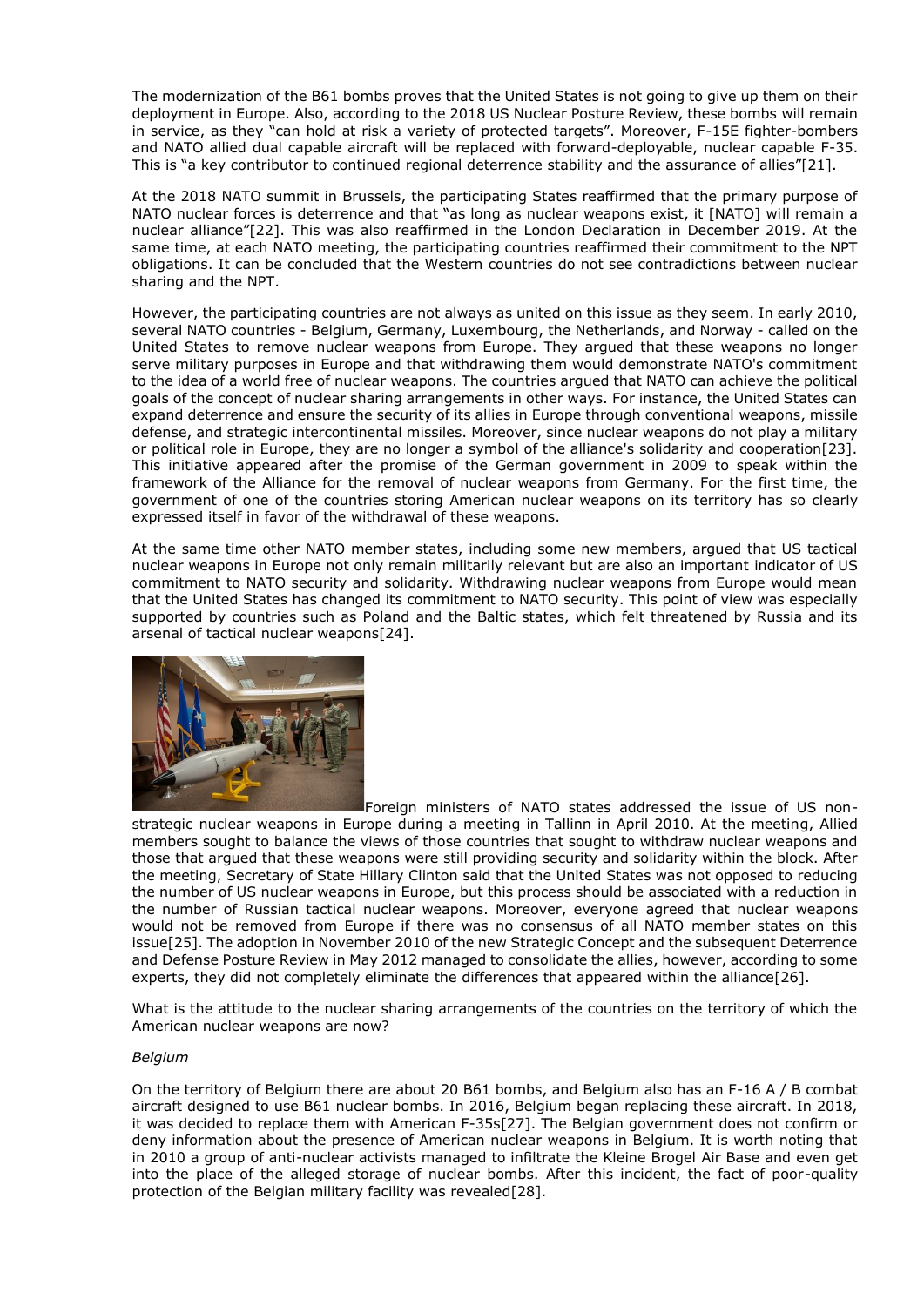The modernization of the B61 bombs proves that the United States is not going to give up them on their deployment in Europe. Also, according to the 2018 US Nuclear Posture Review, these bombs will remain in service, as they "can hold at risk a variety of protected targets". Moreover, F-15E fighter-bombers and NATO allied dual capable aircraft will be replaced with forward-deployable, nuclear capable F-35. This is "a key contributor to continued regional deterrence stability and the assurance of allies"[21].

At the 2018 NATO summit in Brussels, the participating States reaffirmed that the primary purpose of NATO nuclear forces is deterrence and that "as long as nuclear weapons exist, it [NATO] will remain a nuclear alliance"[22]. This was also reaffirmed in the London Declaration in December 2019. At the same time, at each NATO meeting, the participating countries reaffirmed their commitment to the NPT obligations. It can be concluded that the Western countries do not see contradictions between nuclear sharing and the NPT.

However, the participating countries are not always as united on this issue as they seem. In early 2010, several NATO countries - Belgium, Germany, Luxembourg, the Netherlands, and Norway - called on the United States to remove nuclear weapons from Europe. They argued that these weapons no longer serve military purposes in Europe and that withdrawing them would demonstrate NATO's commitment to the idea of a world free of nuclear weapons. The countries argued that NATO can achieve the political goals of the concept of nuclear sharing arrangements in other ways. For instance, the United States can expand deterrence and ensure the security of its allies in Europe through conventional weapons, missile defense, and strategic intercontinental missiles. Moreover, since nuclear weapons do not play a military or political role in Europe, they are no longer a symbol of the alliance's solidarity and cooperation[23]. This initiative appeared after the promise of the German government in 2009 to speak within the framework of the Alliance for the removal of nuclear weapons from Germany. For the first time, the government of one of the countries storing American nuclear weapons on its territory has so clearly expressed itself in favor of the withdrawal of these weapons.

At the same time other NATO member states, including some new members, argued that US tactical nuclear weapons in Europe not only remain militarily relevant but are also an important indicator of US commitment to NATO security and solidarity. Withdrawing nuclear weapons from Europe would mean that the United States has changed its commitment to NATO security. This point of view was especially supported by countries such as Poland and the Baltic states, which felt threatened by Russia and its arsenal of tactical nuclear weapons[24].

Foreign ministers of NATO states addressed the issue of US non-strategic nuclear weapons in Europe during a meeting in Tallinn in April 2010. At the meeting, Allied members sought to balance the views of those countries that sought to withdraw nuclear weapons and those that argued that these weapons were still providing security and solidarity within the block. After the meeting, Secretary of State Hillary Clinton said that the United States was not opposed to reducing the number of US nuclear weapons in Europe, but this process should be associated with a reduction in the number of Russian tactical nuclear weapons. Moreover, everyone agreed that nuclear weapons would not be removed from Europe if there was no consensus of all NATO member states on this issue[25]. The adoption in November 2010 of the new Strategic Concept and the subsequent Deterrence and Defense Posture Review in May 2012 managed to consolidate the allies, however, according to some experts, they did not completely eliminate the differences that appeared within the alliance[26].

What is the attitude to the nuclear sharing arrangements of the countries on the territory of which the American nuclear weapons are now?

*Belgium*

On the territory of Belgium there are about 20 B61 bombs, and Belgium also has an F-16 A / B combat aircraft designed to use B61 nuclear bombs. In 2016, Belgium began replacing these aircraft. In 2018, it was decided to replace them with American F-35s[27]. The Belgian government does not confirm or deny information about the presence of American nuclear weapons in Belgium. It is worth noting that in 2010 a group of anti-nuclear activists managed to infiltrate the Kleine Brogel Air Base and even get into the place of the alleged storage of nuclear bombs. After this incident, the fact of poor-quality protection of the Belgian military facility was revealed[28].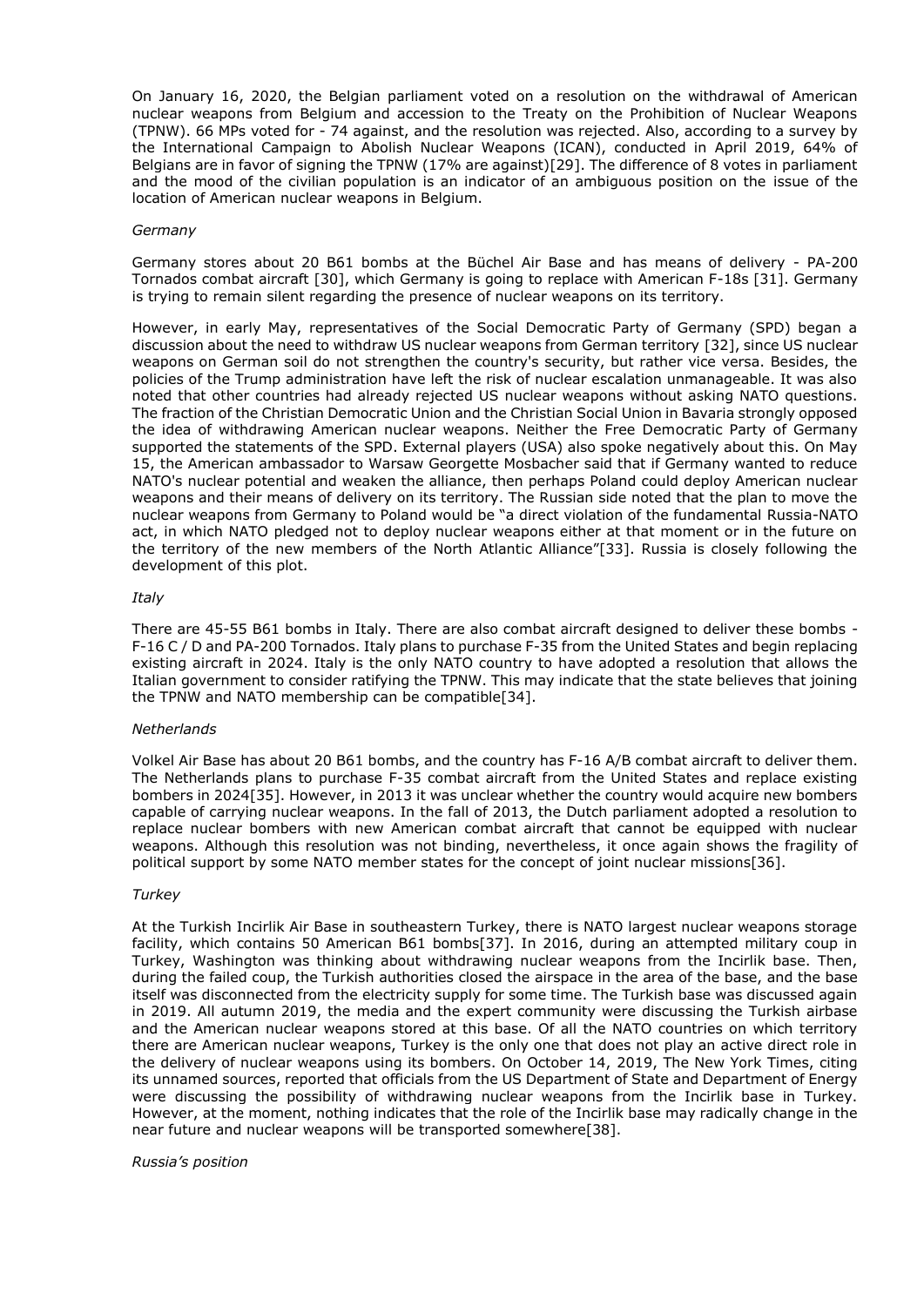On January 16, 2020, the Belgian parliament voted on a resolution on the withdrawal of American nuclear weapons from Belgium and accession to the Treaty on the Prohibition of Nuclear Weapons (TPNW). 66 MPs voted for - 74 against, and the resolution was rejected. Also, according to a survey by the International Campaign to Abolish Nuclear Weapons (ICAN), conducted in April 2019, 64% of Belgians are in favor of signing the TPNW (17% are against)[29]. The difference of 8 votes in parliament and the mood of the civilian population is an indicator of an ambiguous position on the issue of the location of American nuclear weapons in Belgium.

*Germany*

Germany stores about 20 B61 bombs at the Büchel Air Base and has means of delivery - PA-200 Tornados combat aircraft [30], which Germany is going to replace with American F-18s [31]. Germany is trying to remain silent regarding the presence of nuclear weapons on its territory.

However, in early May, representatives of the Social Democratic Party of Germany (SPD) began a discussion about the need to withdraw US nuclear weapons from German territory [32], since US nuclear weapons on German soil do not strengthen the country's security, but rather vice versa. Besides, the policies of the Trump administration have left the risk of nuclear escalation unmanageable. It was also noted that other countries had already rejected US nuclear weapons without asking NATO questions. The fraction of the Christian Democratic Union and the Christian Social Union in Bavaria strongly opposed the idea of withdrawing American nuclear weapons. Neither the Free Democratic Party of Germany supported the statements of the SPD. External players (USA) also spoke negatively about this. On May 15, the American ambassador to Warsaw Georgette Mosbacher said that if Germany wanted to reduce NATO's nuclear potential and weaken the alliance, then perhaps Poland could deploy American nuclear weapons and their means of delivery on its territory. The Russian side noted that the plan to move the nuclear weapons from Germany to Poland would be "a direct violation of the fundamental Russia-NATO act, in which NATO pledged not to deploy nuclear weapons either at that moment or in the future on the territory of the new members of the North Atlantic Alliance"[33]. Russia is closely following the development of this plot.

*Italy*

There are 45-55 B61 bombs in Italy. There are also combat aircraft designed to deliver these bombs - F-16 C / D and PA-200 Tornados. Italy plans to purchase F-35 from the United States and begin replacing existing aircraft in 2024. Italy is the only NATO country to have adopted a resolution that allows the Italian government to consider ratifying the TPNW. This may indicate that the state believes that joining the TPNW and NATO membership can be compatible[34].

*Netherlands*

Volkel Air Base has about 20 B61 bombs, and the country has F-16 A/B combat aircraft to deliver them. The Netherlands plans to purchase F-35 combat aircraft from the United States and replace existing bombers in 2024[35]. However, in 2013 it was unclear whether the country would acquire new bombers capable of carrying nuclear weapons. In the fall of 2013, the Dutch parliament adopted a resolution to replace nuclear bombers with new American combat aircraft that cannot be equipped with nuclear weapons. Although this resolution was not binding, nevertheless, it once again shows the fragility of political support by some NATO member states for the concept of joint nuclear missions[36].

*Turkey*

At the Turkish Incirlik Air Base in southeastern Turkey, there is NATO largest nuclear weapons storage facility, which contains 50 American B61 bombs[37]. In 2016, during an attempted military coup in Turkey, Washington was thinking about withdrawing nuclear weapons from the Incirlik base. Then, during the failed coup, the Turkish authorities closed the airspace in the area of the base, and the base itself was disconnected from the electricity supply for some time. The Turkish base was discussed again in 2019. All autumn 2019, the media and the expert community were discussing the Turkish airbase and the American nuclear weapons stored at this base. Of all the NATO countries on which territory there are American nuclear weapons, Turkey is the only one that does not play an active direct role in the delivery of nuclear weapons using its bombers. On October 14, 2019, The New York Times, citing its unnamed sources, reported that officials from the US Department of State and Department of Energy were discussing the possibility of withdrawing nuclear weapons from the Incirlik base in Turkey. However, at the moment, nothing indicates that the role of the Incirlik base may radically change in the near future and nuclear weapons will be transported somewhere[38].

*Russia's position*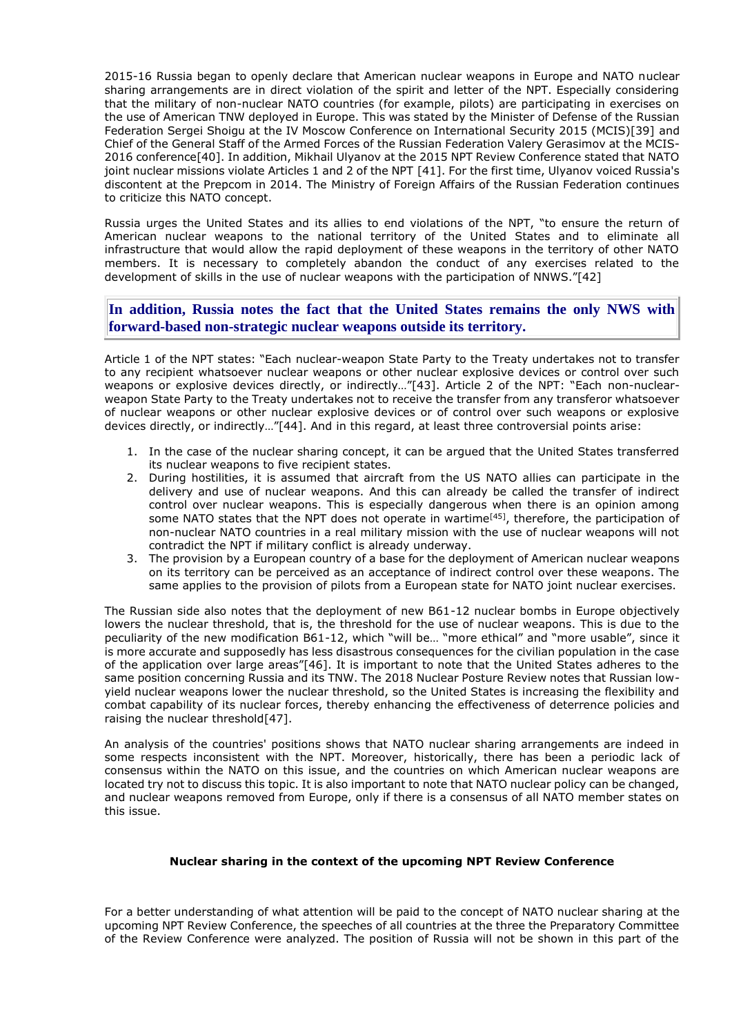2015-16 Russia began to openly declare that American nuclear weapons in Europe and NATO nuclear sharing arrangements are in direct violation of the spirit and letter of the NPT. Especially considering that the military of non-nuclear NATO countries (for example, pilots) are participating in exercises on the use of American TNW deployed in Europe. This was stated by the Minister of Defense of the Russian Federation Sergei Shoigu at the IV Moscow Conference on International Security 2015 (MCIS)[39] and Chief of the General Staff of the Armed Forces of the Russian Federation Valery Gerasimov at the MCIS-2016 conference[40]. In addition, Mikhail Ulyanov at the 2015 NPT Review Conference stated that NATO joint nuclear missions violate Articles 1 and 2 of the NPT [41]. For the first time, Ulyanov voiced Russia's discontent at the Prepcom in 2014. The Ministry of Foreign Affairs of the Russian Federation continues to criticize this NATO concept.

Russia urges the United States and its allies to end violations of the NPT, "to ensure the return of American nuclear weapons to the national territory of the United States and to eliminate all infrastructure that would allow the rapid deployment of these weapons in the territory of other NATO members. It is necessary to completely abandon the conduct of any exercises related to the development of skills in the use of nuclear weapons with the participation of NNWS."[42]

> **In addition, Russia notes the fact that the United States remains the only NWS with forward-based non-strategic nuclear weapons outside its territory.**

Article 1 of the NPT states: "Each nuclear-weapon State Party to the Treaty undertakes not to transfer to any recipient whatsoever nuclear weapons or other nuclear explosive devices or control over such weapons or explosive devices directly, or indirectly…"[43]. Article 2 of the NPT: "Each non-nuclear-weapon State Party to the Treaty undertakes not to receive the transfer from any transferor whatsoever of nuclear weapons or other nuclear explosive devices or of control over such weapons or explosive devices directly, or indirectly…"[44]. And in this regard, at least three controversial points arise:

1. In the case of the nuclear sharing concept, it can be argued that the United States transferred its nuclear weapons to five recipient states.
2. During hostilities, it is assumed that aircraft from the US NATO allies can participate in the delivery and use of nuclear weapons. And this can already be called the transfer of indirect control over nuclear weapons. This is especially dangerous when there is an opinion among some NATO states that the NPT does not operate in wartime[45], therefore, the participation of non-nuclear NATO countries in a real military mission with the use of nuclear weapons will not contradict the NPT if military conflict is already underway.
3. The provision by a European country of a base for the deployment of American nuclear weapons on its territory can be perceived as an acceptance of indirect control over these weapons. The same applies to the provision of pilots from a European state for NATO joint nuclear exercises.

The Russian side also notes that the deployment of new B61-12 nuclear bombs in Europe objectively lowers the nuclear threshold, that is, the threshold for the use of nuclear weapons. This is due to the peculiarity of the new modification B61-12, which "will be… "more ethical" and "more usable", since it is more accurate and supposedly has less disastrous consequences for the civilian population in the case of the application over large areas"[46]. It is important to note that the United States adheres to the same position concerning Russia and its TNW. The 2018 Nuclear Posture Review notes that Russian low-yield nuclear weapons lower the nuclear threshold, so the United States is increasing the flexibility and combat capability of its nuclear forces, thereby enhancing the effectiveness of deterrence policies and raising the nuclear threshold[47].

An analysis of the countries' positions shows that NATO nuclear sharing arrangements are indeed in some respects inconsistent with the NPT. Moreover, historically, there has been a periodic lack of consensus within the NATO on this issue, and the countries on which American nuclear weapons are located try not to discuss this topic. It is also important to note that NATO nuclear policy can be changed, and nuclear weapons removed from Europe, only if there is a consensus of all NATO member states on this issue.

## Nuclear sharing in the context of the upcoming NPT Review Conference

For a better understanding of what attention will be paid to the concept of NATO nuclear sharing at the upcoming NPT Review Conference, the speeches of all countries at the three the Preparatory Committee of the Review Conference were analyzed. The position of Russia will not be shown in this part of the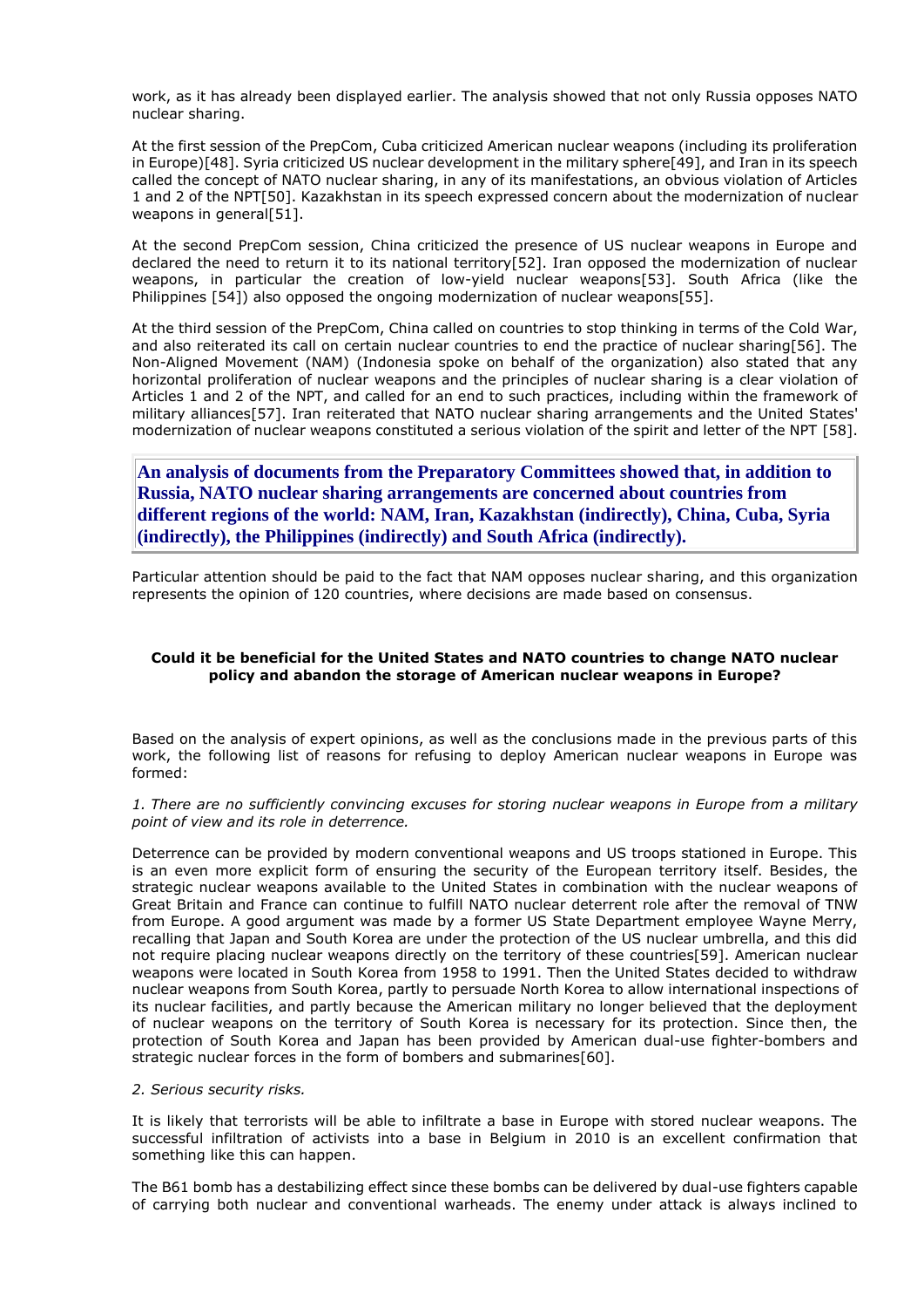work, as it has already been displayed earlier. The analysis showed that not only Russia opposes NATO nuclear sharing.

At the first session of the PrepCom, Cuba criticized American nuclear weapons (including its proliferation in Europe)[48]. Syria criticized US nuclear development in the military sphere[49], and Iran in its speech called the concept of NATO nuclear sharing, in any of its manifestations, an obvious violation of Articles 1 and 2 of the NPT[50]. Kazakhstan in its speech expressed concern about the modernization of nuclear weapons in general[51].

At the second PrepCom session, China criticized the presence of US nuclear weapons in Europe and declared the need to return it to its national territory[52]. Iran opposed the modernization of nuclear weapons, in particular the creation of low-yield nuclear weapons[53]. South Africa (like the Philippines [54]) also opposed the ongoing modernization of nuclear weapons[55].

At the third session of the PrepCom, China called on countries to stop thinking in terms of the Cold War, and also reiterated its call on certain nuclear countries to end the practice of nuclear sharing[56]. The Non-Aligned Movement (NAM) (Indonesia spoke on behalf of the organization) also stated that any horizontal proliferation of nuclear weapons and the principles of nuclear sharing is a clear violation of Articles 1 and 2 of the NPT, and called for an end to such practices, including within the framework of military alliances[57]. Iran reiterated that NATO nuclear sharing arrangements and the United States' modernization of nuclear weapons constituted a serious violation of the spirit and letter of the NPT [58].

> **An analysis of documents from the Preparatory Committees showed that, in addition to Russia, NATO nuclear sharing arrangements are concerned about countries from different regions of the world: NAM, Iran, Kazakhstan (indirectly), China, Cuba, Syria (indirectly), the Philippines (indirectly) and South Africa (indirectly).**

Particular attention should be paid to the fact that NAM opposes nuclear sharing, and this organization represents the opinion of 120 countries, where decisions are made based on consensus.

### Could it be beneficial for the United States and NATO countries to change NATO nuclear policy and abandon the storage of American nuclear weapons in Europe?

Based on the analysis of expert opinions, as well as the conclusions made in the previous parts of this work, the following list of reasons for refusing to deploy American nuclear weapons in Europe was formed:

*1. There are no sufficiently convincing excuses for storing nuclear weapons in Europe from a military point of view and its role in deterrence.*

Deterrence can be provided by modern conventional weapons and US troops stationed in Europe. This is an even more explicit form of ensuring the security of the European territory itself. Besides, the strategic nuclear weapons available to the United States in combination with the nuclear weapons of Great Britain and France can continue to fulfill NATO nuclear deterrent role after the removal of TNW from Europe. A good argument was made by a former US State Department employee Wayne Merry, recalling that Japan and South Korea are under the protection of the US nuclear umbrella, and this did not require placing nuclear weapons directly on the territory of these countries[59]. American nuclear weapons were located in South Korea from 1958 to 1991. Then the United States decided to withdraw nuclear weapons from South Korea, partly to persuade North Korea to allow international inspections of its nuclear facilities, and partly because the American military no longer believed that the deployment of nuclear weapons on the territory of South Korea is necessary for its protection. Since then, the protection of South Korea and Japan has been provided by American dual-use fighter-bombers and strategic nuclear forces in the form of bombers and submarines[60].

*2. Serious security risks.*

It is likely that terrorists will be able to infiltrate a base in Europe with stored nuclear weapons. The successful infiltration of activists into a base in Belgium in 2010 is an excellent confirmation that something like this can happen.

The B61 bomb has a destabilizing effect since these bombs can be delivered by dual-use fighters capable of carrying both nuclear and conventional warheads. The enemy under attack is always inclined to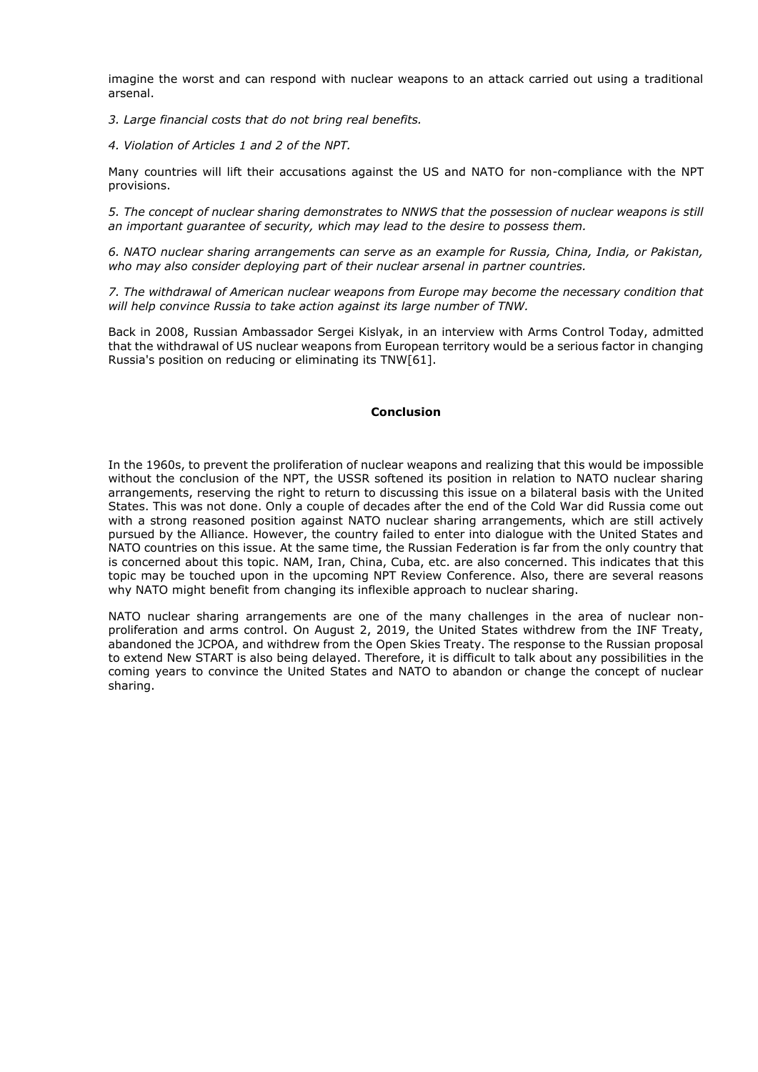imagine the worst and can respond with nuclear weapons to an attack carried out using a traditional arsenal.

*3. Large financial costs that do not bring real benefits.*

*4. Violation of Articles 1 and 2 of the NPT.*

Many countries will lift their accusations against the US and NATO for non-compliance with the NPT provisions.

*5. The concept of nuclear sharing demonstrates to NNWS that the possession of nuclear weapons is still an important guarantee of security, which may lead to the desire to possess them.*

*6. NATO nuclear sharing arrangements can serve as an example for Russia, China, India, or Pakistan, who may also consider deploying part of their nuclear arsenal in partner countries.*

*7. The withdrawal of American nuclear weapons from Europe may become the necessary condition that will help convince Russia to take action against its large number of TNW.*

Back in 2008, Russian Ambassador Sergei Kislyak, in an interview with Arms Control Today, admitted that the withdrawal of US nuclear weapons from European territory would be a serious factor in changing Russia's position on reducing or eliminating its TNW[61].

## Conclusion

In the 1960s, to prevent the proliferation of nuclear weapons and realizing that this would be impossible without the conclusion of the NPT, the USSR softened its position in relation to NATO nuclear sharing arrangements, reserving the right to return to discussing this issue on a bilateral basis with the United States. This was not done. Only a couple of decades after the end of the Cold War did Russia come out with a strong reasoned position against NATO nuclear sharing arrangements, which are still actively pursued by the Alliance. However, the country failed to enter into dialogue with the United States and NATO countries on this issue. At the same time, the Russian Federation is far from the only country that is concerned about this topic. NAM, Iran, China, Cuba, etc. are also concerned. This indicates that this topic may be touched upon in the upcoming NPT Review Conference. Also, there are several reasons why NATO might benefit from changing its inflexible approach to nuclear sharing.

NATO nuclear sharing arrangements are one of the many challenges in the area of nuclear non-proliferation and arms control. On August 2, 2019, the United States withdrew from the INF Treaty, abandoned the JCPOA, and withdrew from the Open Skies Treaty. The response to the Russian proposal to extend New START is also being delayed. Therefore, it is difficult to talk about any possibilities in the coming years to convince the United States and NATO to abandon or change the concept of nuclear sharing.